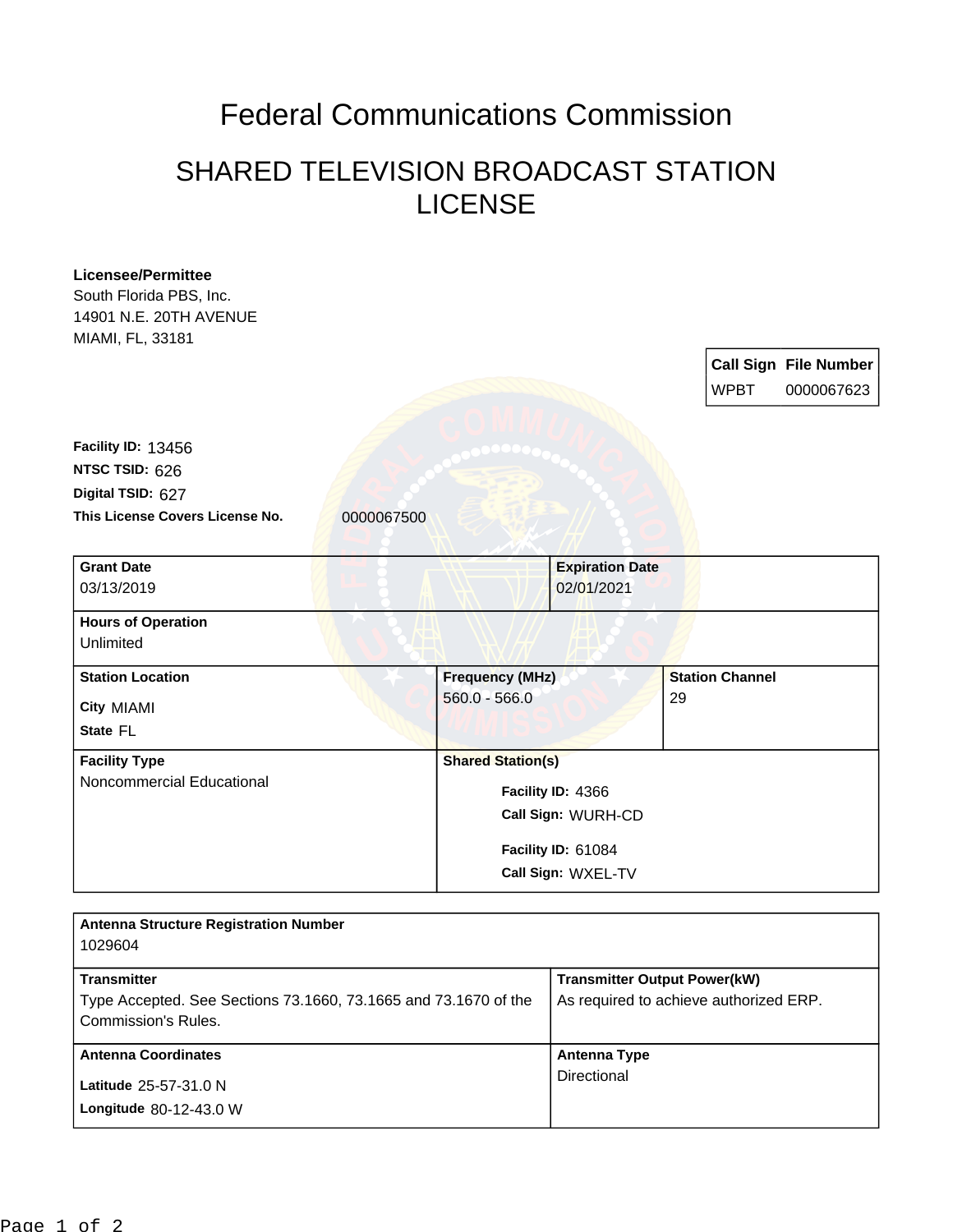# Federal Communications Commission

## SHARED TELEVISION BROADCAST STATION LICENSE

**Licensee/Permittee**
South Florida PBS, Inc.
14901 N.E. 20TH AVENUE
MIAMI, FL, 33181

| Call Sign | File Number |
| --- | --- |
| WPBT | 0000067623 |

**Facility ID:** 13456
**NTSC TSID:** 626
**Digital TSID:** 627
**This License Covers License No.** 0000067500

| Grant Date | Expiration Date |
| --- | --- |
| 03/13/2019 | 02/01/2021 |

**Hours of Operation**
Unlimited

| Station Location | Frequency (MHz) | Station Channel |
| --- | --- | --- |
| City MIAMI<br>State FL | 560.0 - 566.0 | 29 |

| Facility Type | Shared Station(s) |
| --- | --- |
| Noncommercial Educational | Facility ID: 4366<br>Call Sign: WURH-CD<br><br>Facility ID: 61084<br>Call Sign: WXEL-TV |

**Antenna Structure Registration Number**
1029604

| Transmitter | Transmitter Output Power(kW) |
| --- | --- |
| Type Accepted. See Sections 73.1660, 73.1665 and 73.1670 of the Commission's Rules. | As required to achieve authorized ERP. |

| Antenna Coordinates | Antenna Type |
| --- | --- |
| Latitude 25-57-31.0 N<br>Longitude 80-12-43.0 W | Directional |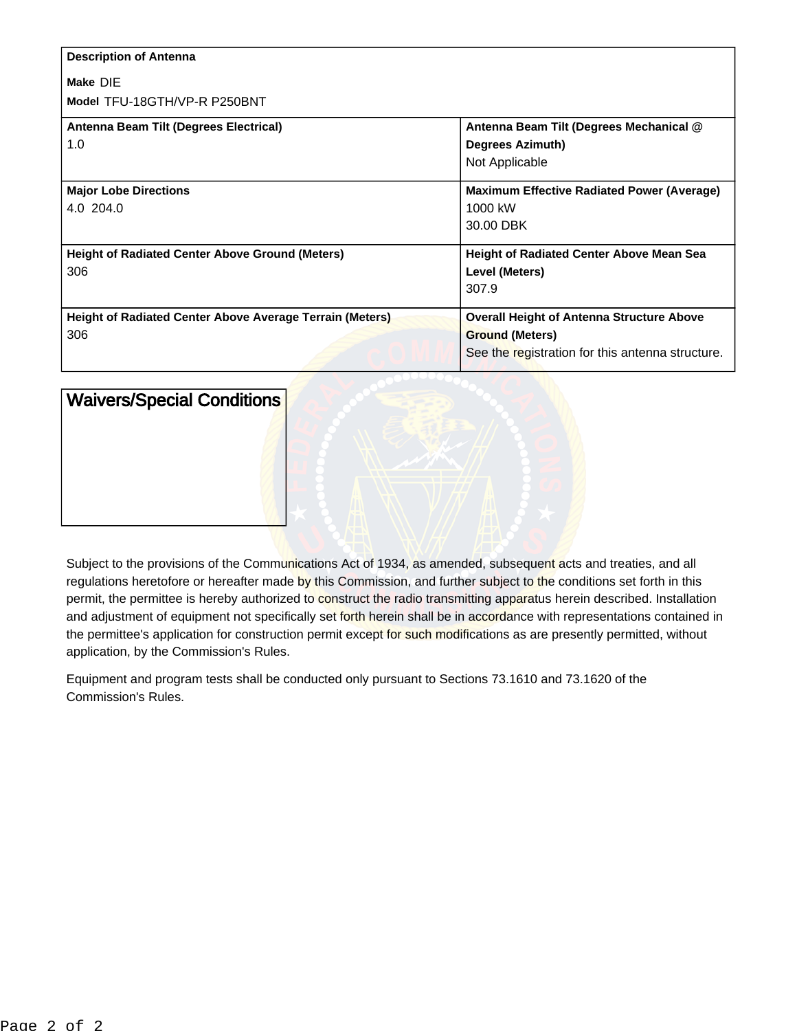| Description of Antenna | |
|---|---|
| **Make** DIE<br>**Model** TFU-18GTH/VP-R P250BNT | |
| **Antenna Beam Tilt (Degrees Electrical)**<br>1.0 | **Antenna Beam Tilt (Degrees Mechanical @ Degrees Azimuth)**<br>Not Applicable |
| **Major Lobe Directions**<br>4.0 204.0 | **Maximum Effective Radiated Power (Average)**<br>1000 kW<br>30.00 DBK |
| **Height of Radiated Center Above Ground (Meters)**<br>306 | **Height of Radiated Center Above Mean Sea Level (Meters)**<br>307.9 |
| **Height of Radiated Center Above Average Terrain (Meters)**<br>306 | **Overall Height of Antenna Structure Above Ground (Meters)**<br>See the registration for this antenna structure. |

## Waivers/Special Conditions

Subject to the provisions of the Communications Act of 1934, as amended, subsequent acts and treaties, and all regulations heretofore or hereafter made by this Commission, and further subject to the conditions set forth in this permit, the permittee is hereby authorized to construct the radio transmitting apparatus herein described. Installation and adjustment of equipment not specifically set forth herein shall be in accordance with representations contained in the permittee's application for construction permit except for such modifications as are presently permitted, without application, by the Commission's Rules.

Equipment and program tests shall be conducted only pursuant to Sections 73.1610 and 73.1620 of the Commission's Rules.